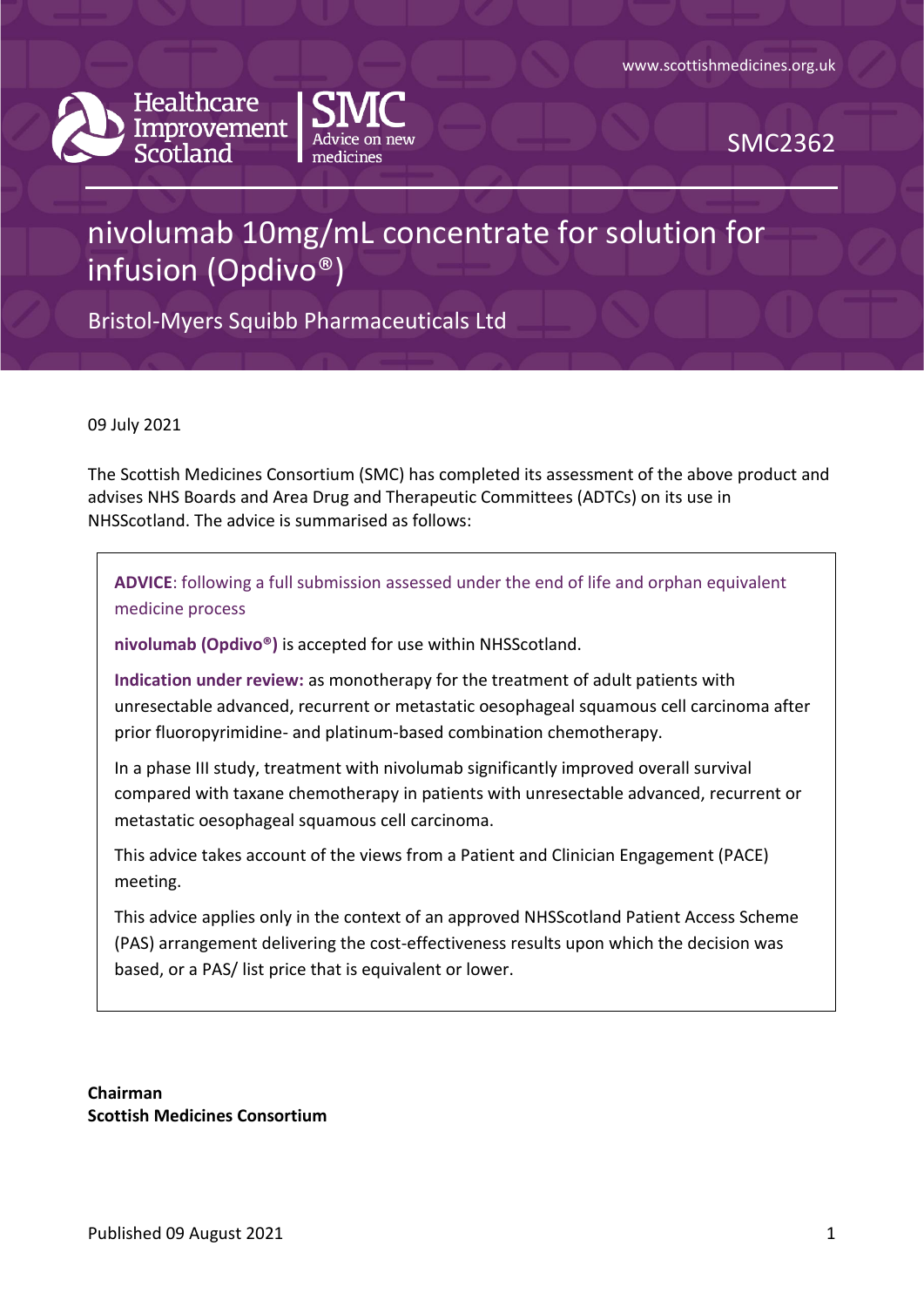www.scottishmedicines.org.uk

Healthcare Improvement Scotland | SMC Advice on new medicines

SMC2362

# nivolumab 10mg/mL concentrate for solution for infusion (Opdivo®)

Bristol-Myers Squibb Pharmaceuticals Ltd

09 July 2021

The Scottish Medicines Consortium (SMC) has completed its assessment of the above product and advises NHS Boards and Area Drug and Therapeutic Committees (ADTCs) on its use in NHSScotland. The advice is summarised as follows:

**ADVICE**: following a full submission assessed under the end of life and orphan equivalent medicine process

**nivolumab (Opdivo®)** is accepted for use within NHSScotland.

**Indication under review:** as monotherapy for the treatment of adult patients with unresectable advanced, recurrent or metastatic oesophageal squamous cell carcinoma after prior fluoropyrimidine- and platinum-based combination chemotherapy.

In a phase III study, treatment with nivolumab significantly improved overall survival compared with taxane chemotherapy in patients with unresectable advanced, recurrent or metastatic oesophageal squamous cell carcinoma.

This advice takes account of the views from a Patient and Clinician Engagement (PACE) meeting.

This advice applies only in the context of an approved NHSScotland Patient Access Scheme (PAS) arrangement delivering the cost-effectiveness results upon which the decision was based, or a PAS/ list price that is equivalent or lower.

**Chairman**
**Scottish Medicines Consortium**

Published 09 August 2021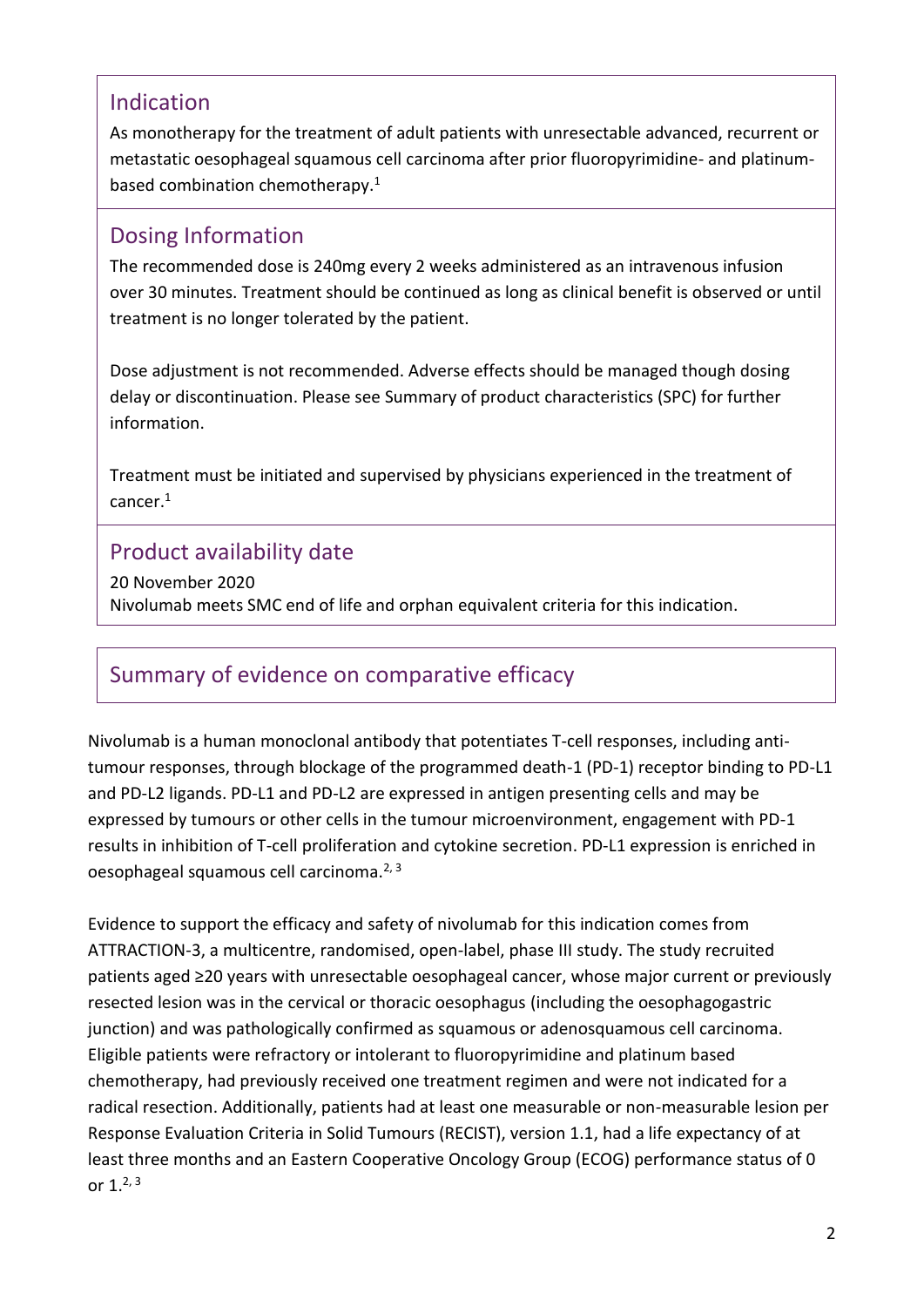## Indication

As monotherapy for the treatment of adult patients with unresectable advanced, recurrent or metastatic oesophageal squamous cell carcinoma after prior fluoropyrimidine- and platinum-based combination chemotherapy.[1]

## Dosing Information

The recommended dose is 240mg every 2 weeks administered as an intravenous infusion over 30 minutes. Treatment should be continued as long as clinical benefit is observed or until treatment is no longer tolerated by the patient.

Dose adjustment is not recommended. Adverse effects should be managed though dosing delay or discontinuation. Please see Summary of product characteristics (SPC) for further information.

Treatment must be initiated and supervised by physicians experienced in the treatment of cancer.[1]

## Product availability date

20 November 2020
Nivolumab meets SMC end of life and orphan equivalent criteria for this indication.

## Summary of evidence on comparative efficacy

Nivolumab is a human monoclonal antibody that potentiates T-cell responses, including anti-tumour responses, through blockage of the programmed death-1 (PD-1) receptor binding to PD-L1 and PD-L2 ligands. PD-L1 and PD-L2 are expressed in antigen presenting cells and may be expressed by tumours or other cells in the tumour microenvironment, engagement with PD-1 results in inhibition of T-cell proliferation and cytokine secretion. PD-L1 expression is enriched in oesophageal squamous cell carcinoma.[2, 3]

Evidence to support the efficacy and safety of nivolumab for this indication comes from ATTRACTION-3, a multicentre, randomised, open-label, phase III study. The study recruited patients aged ≥20 years with unresectable oesophageal cancer, whose major current or previously resected lesion was in the cervical or thoracic oesophagus (including the oesophagogastric junction) and was pathologically confirmed as squamous or adenosquamous cell carcinoma. Eligible patients were refractory or intolerant to fluoropyrimidine and platinum based chemotherapy, had previously received one treatment regimen and were not indicated for a radical resection. Additionally, patients had at least one measurable or non-measurable lesion per Response Evaluation Criteria in Solid Tumours (RECIST), version 1.1, had a life expectancy of at least three months and an Eastern Cooperative Oncology Group (ECOG) performance status of 0 or 1.[2, 3]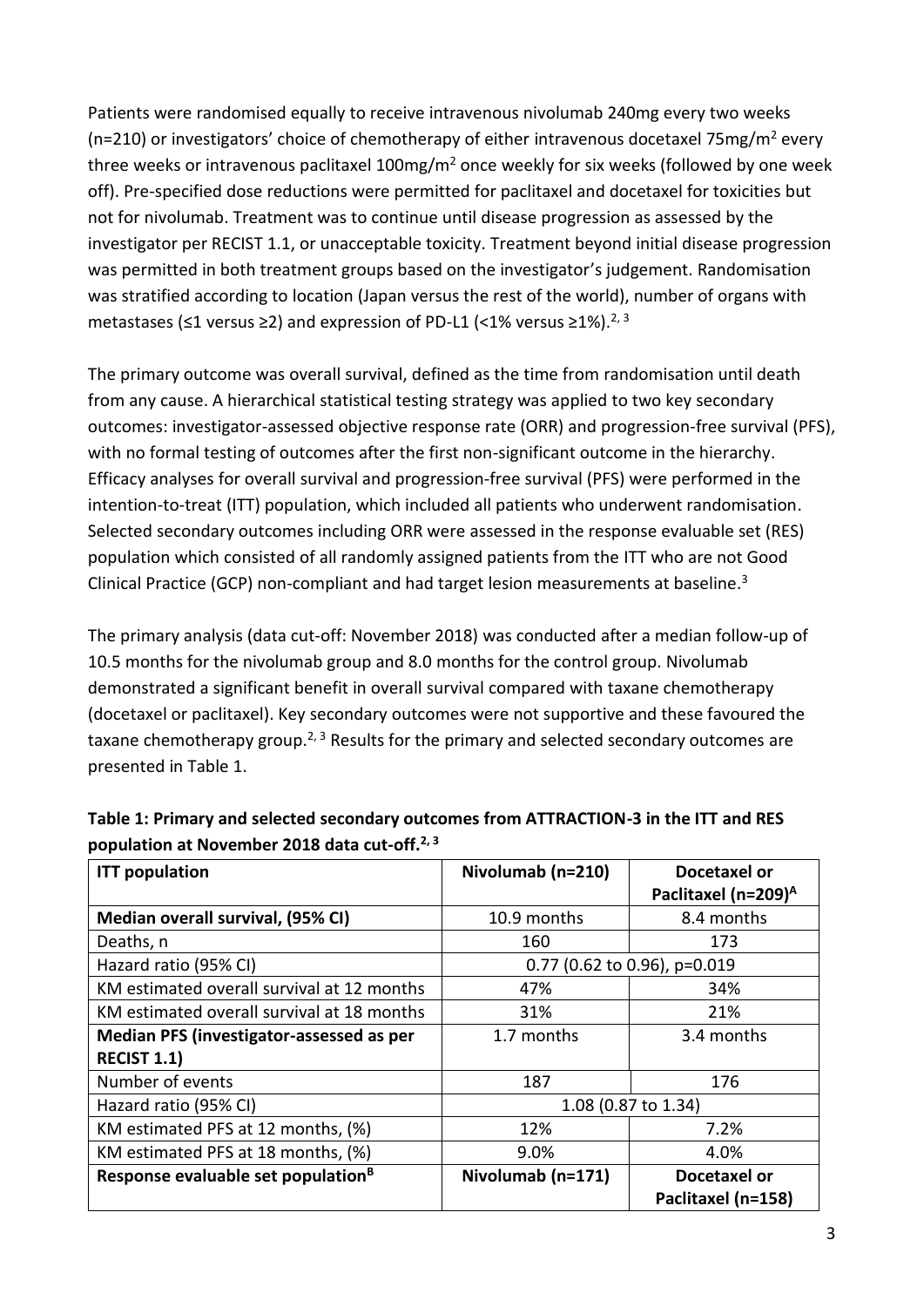Patients were randomised equally to receive intravenous nivolumab 240mg every two weeks (n=210) or investigators' choice of chemotherapy of either intravenous docetaxel 75mg/m$^2$ every three weeks or intravenous paclitaxel 100mg/m$^2$ once weekly for six weeks (followed by one week off). Pre-specified dose reductions were permitted for paclitaxel and docetaxel for toxicities but not for nivolumab. Treatment was to continue until disease progression as assessed by the investigator per RECIST 1.1, or unacceptable toxicity. Treatment beyond initial disease progression was permitted in both treatment groups based on the investigator's judgement. Randomisation was stratified according to location (Japan versus the rest of the world), number of organs with metastases (≤1 versus ≥2) and expression of PD-L1 (<1% versus ≥1%).[2, 3]

The primary outcome was overall survival, defined as the time from randomisation until death from any cause. A hierarchical statistical testing strategy was applied to two key secondary outcomes: investigator-assessed objective response rate (ORR) and progression-free survival (PFS), with no formal testing of outcomes after the first non-significant outcome in the hierarchy. Efficacy analyses for overall survival and progression-free survival (PFS) were performed in the intention-to-treat (ITT) population, which included all patients who underwent randomisation. Selected secondary outcomes including ORR were assessed in the response evaluable set (RES) population which consisted of all randomly assigned patients from the ITT who are not Good Clinical Practice (GCP) non-compliant and had target lesion measurements at baseline.[3]

The primary analysis (data cut-off: November 2018) was conducted after a median follow-up of 10.5 months for the nivolumab group and 8.0 months for the control group. Nivolumab demonstrated a significant benefit in overall survival compared with taxane chemotherapy (docetaxel or paclitaxel). Key secondary outcomes were not supportive and these favoured the taxane chemotherapy group.[2, 3] Results for the primary and selected secondary outcomes are presented in Table 1.

**Table 1: Primary and selected secondary outcomes from ATTRACTION-3 in the ITT and RES population at November 2018 data cut-off.[2, 3]**

| ITT population | Nivolumab (n=210) | Docetaxel or Paclitaxel (n=209)[A] |
|---|---|---|
| **Median overall survival, (95% CI)** | 10.9 months | 8.4 months |
| Deaths, n | 160 | 173 |
| Hazard ratio (95% CI) | 0.77 (0.62 to 0.96), p=0.019 | |
| KM estimated overall survival at 12 months | 47% | 34% |
| KM estimated overall survival at 18 months | 31% | 21% |
| **Median PFS (investigator-assessed as per RECIST 1.1)** | 1.7 months | 3.4 months |
| Number of events | 187 | 176 |
| Hazard ratio (95% CI) | 1.08 (0.87 to 1.34) | |
| KM estimated PFS at 12 months, (%) | 12% | 7.2% |
| KM estimated PFS at 18 months, (%) | 9.0% | 4.0% |
| **Response evaluable set population[B]** | **Nivolumab (n=171)** | **Docetaxel or Paclitaxel (n=158)** |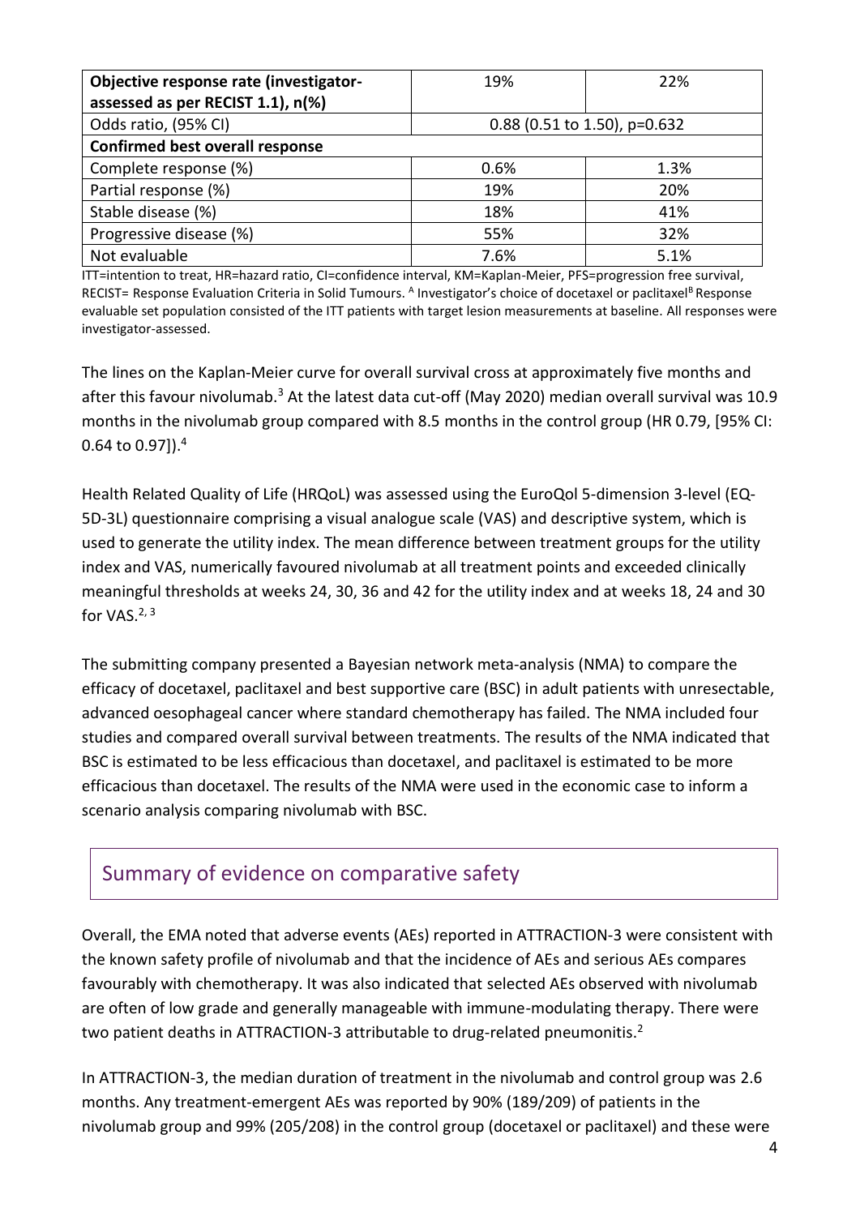| | | |
|---|---|---|
| **Objective response rate (investigator-assessed as per RECIST 1.1), n(%)** | 19% | 22% |
| Odds ratio, (95% CI) | 0.88 (0.51 to 1.50), p=0.632 | |
| **Confirmed best overall response** | | |
| Complete response (%) | 0.6% | 1.3% |
| Partial response (%) | 19% | 20% |
| Stable disease (%) | 18% | 41% |
| Progressive disease (%) | 55% | 32% |
| Not evaluable | 7.6% | 5.1% |

ITT=intention to treat, HR=hazard ratio, CI=confidence interval, KM=Kaplan-Meier, PFS=progression free survival, RECIST= Response Evaluation Criteria in Solid Tumours. [A] Investigator's choice of docetaxel or paclitaxel [B] Response evaluable set population consisted of the ITT patients with target lesion measurements at baseline. All responses were investigator-assessed.

The lines on the Kaplan-Meier curve for overall survival cross at approximately five months and after this favour nivolumab.[3] At the latest data cut-off (May 2020) median overall survival was 10.9 months in the nivolumab group compared with 8.5 months in the control group (HR 0.79, [95% CI: 0.64 to 0.97]).[4]

Health Related Quality of Life (HRQoL) was assessed using the EuroQol 5-dimension 3-level (EQ-5D-3L) questionnaire comprising a visual analogue scale (VAS) and descriptive system, which is used to generate the utility index. The mean difference between treatment groups for the utility index and VAS, numerically favoured nivolumab at all treatment points and exceeded clinically meaningful thresholds at weeks 24, 30, 36 and 42 for the utility index and at weeks 18, 24 and 30 for VAS.[2, 3]

The submitting company presented a Bayesian network meta-analysis (NMA) to compare the efficacy of docetaxel, paclitaxel and best supportive care (BSC) in adult patients with unresectable, advanced oesophageal cancer where standard chemotherapy has failed. The NMA included four studies and compared overall survival between treatments. The results of the NMA indicated that BSC is estimated to be less efficacious than docetaxel, and paclitaxel is estimated to be more efficacious than docetaxel. The results of the NMA were used in the economic case to inform a scenario analysis comparing nivolumab with BSC.

## Summary of evidence on comparative safety

Overall, the EMA noted that adverse events (AEs) reported in ATTRACTION-3 were consistent with the known safety profile of nivolumab and that the incidence of AEs and serious AEs compares favourably with chemotherapy. It was also indicated that selected AEs observed with nivolumab are often of low grade and generally manageable with immune-modulating therapy. There were two patient deaths in ATTRACTION-3 attributable to drug-related pneumonitis.[2]

In ATTRACTION-3, the median duration of treatment in the nivolumab and control group was 2.6 months. Any treatment-emergent AEs was reported by 90% (189/209) of patients in the nivolumab group and 99% (205/208) in the control group (docetaxel or paclitaxel) and these were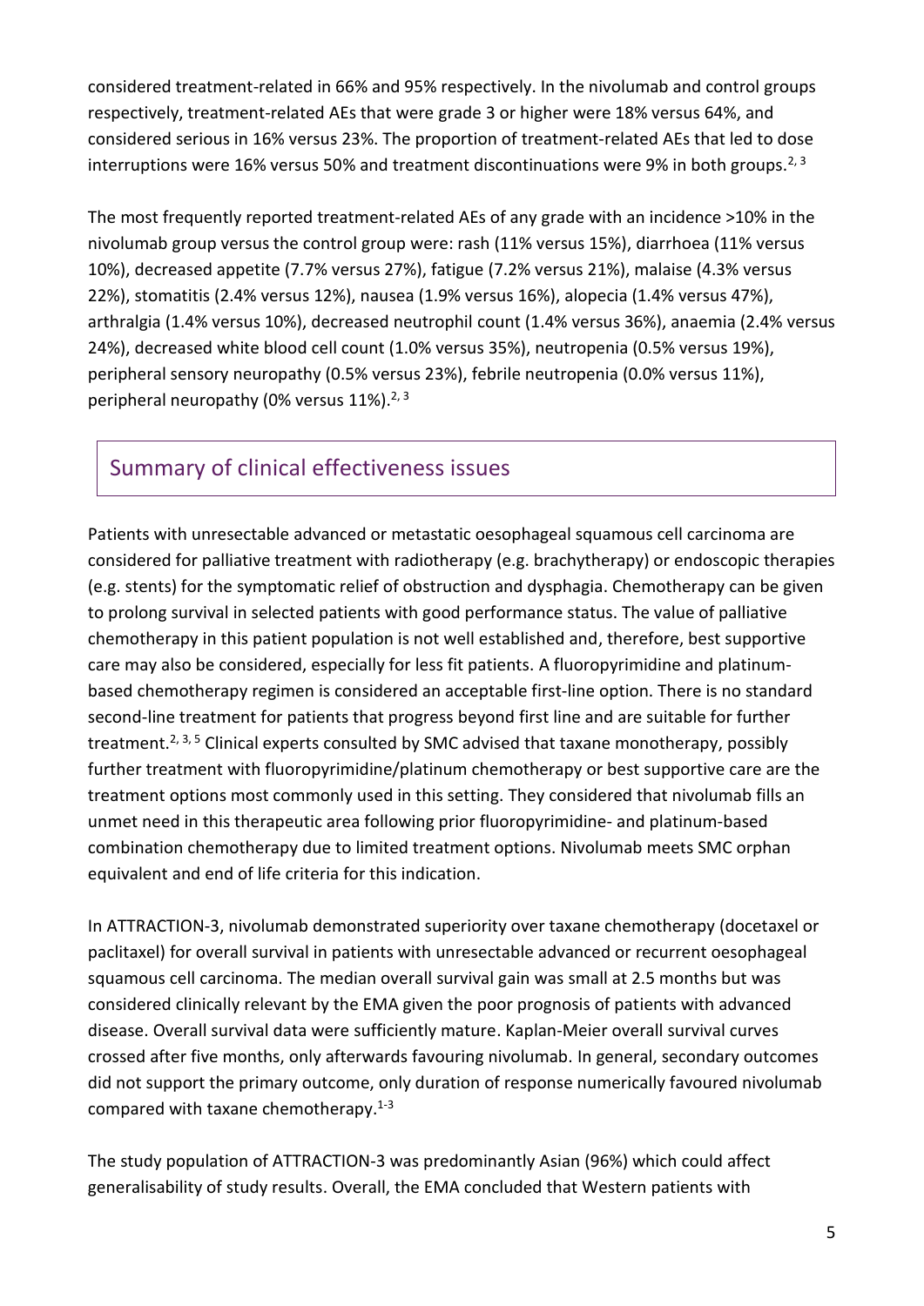considered treatment-related in 66% and 95% respectively. In the nivolumab and control groups respectively, treatment-related AEs that were grade 3 or higher were 18% versus 64%, and considered serious in 16% versus 23%. The proportion of treatment-related AEs that led to dose interruptions were 16% versus 50% and treatment discontinuations were 9% in both groups.[2, 3]

The most frequently reported treatment-related AEs of any grade with an incidence >10% in the nivolumab group versus the control group were: rash (11% versus 15%), diarrhoea (11% versus 10%), decreased appetite (7.7% versus 27%), fatigue (7.2% versus 21%), malaise (4.3% versus 22%), stomatitis (2.4% versus 12%), nausea (1.9% versus 16%), alopecia (1.4% versus 47%), arthralgia (1.4% versus 10%), decreased neutrophil count (1.4% versus 36%), anaemia (2.4% versus 24%), decreased white blood cell count (1.0% versus 35%), neutropenia (0.5% versus 19%), peripheral sensory neuropathy (0.5% versus 23%), febrile neutropenia (0.0% versus 11%), peripheral neuropathy (0% versus 11%).[2, 3]

## Summary of clinical effectiveness issues

Patients with unresectable advanced or metastatic oesophageal squamous cell carcinoma are considered for palliative treatment with radiotherapy (e.g. brachytherapy) or endoscopic therapies (e.g. stents) for the symptomatic relief of obstruction and dysphagia. Chemotherapy can be given to prolong survival in selected patients with good performance status. The value of palliative chemotherapy in this patient population is not well established and, therefore, best supportive care may also be considered, especially for less fit patients. A fluoropyrimidine and platinum-based chemotherapy regimen is considered an acceptable first-line option. There is no standard second-line treatment for patients that progress beyond first line and are suitable for further treatment.[2, 3, 5] Clinical experts consulted by SMC advised that taxane monotherapy, possibly further treatment with fluoropyrimidine/platinum chemotherapy or best supportive care are the treatment options most commonly used in this setting. They considered that nivolumab fills an unmet need in this therapeutic area following prior fluoropyrimidine- and platinum-based combination chemotherapy due to limited treatment options. Nivolumab meets SMC orphan equivalent and end of life criteria for this indication.

In ATTRACTION-3, nivolumab demonstrated superiority over taxane chemotherapy (docetaxel or paclitaxel) for overall survival in patients with unresectable advanced or recurrent oesophageal squamous cell carcinoma. The median overall survival gain was small at 2.5 months but was considered clinically relevant by the EMA given the poor prognosis of patients with advanced disease. Overall survival data were sufficiently mature. Kaplan-Meier overall survival curves crossed after five months, only afterwards favouring nivolumab. In general, secondary outcomes did not support the primary outcome, only duration of response numerically favoured nivolumab compared with taxane chemotherapy.[1-3]

The study population of ATTRACTION-3 was predominantly Asian (96%) which could affect generalisability of study results. Overall, the EMA concluded that Western patients with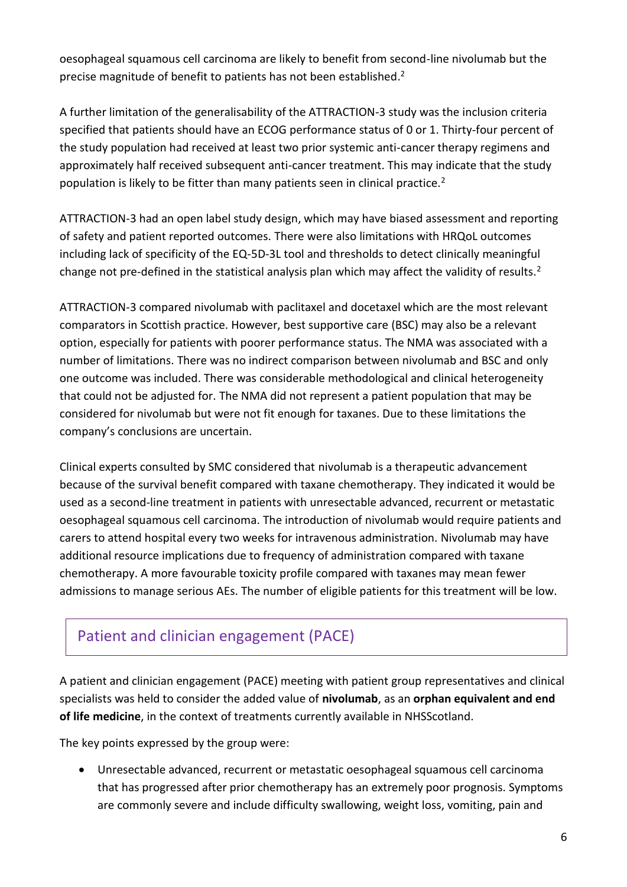oesophageal squamous cell carcinoma are likely to benefit from second-line nivolumab but the precise magnitude of benefit to patients has not been established.[2]

A further limitation of the generalisability of the ATTRACTION-3 study was the inclusion criteria specified that patients should have an ECOG performance status of 0 or 1. Thirty-four percent of the study population had received at least two prior systemic anti-cancer therapy regimens and approximately half received subsequent anti-cancer treatment. This may indicate that the study population is likely to be fitter than many patients seen in clinical practice.[2]

ATTRACTION-3 had an open label study design, which may have biased assessment and reporting of safety and patient reported outcomes. There were also limitations with HRQoL outcomes including lack of specificity of the EQ-5D-3L tool and thresholds to detect clinically meaningful change not pre-defined in the statistical analysis plan which may affect the validity of results.[2]

ATTRACTION-3 compared nivolumab with paclitaxel and docetaxel which are the most relevant comparators in Scottish practice. However, best supportive care (BSC) may also be a relevant option, especially for patients with poorer performance status. The NMA was associated with a number of limitations. There was no indirect comparison between nivolumab and BSC and only one outcome was included. There was considerable methodological and clinical heterogeneity that could not be adjusted for. The NMA did not represent a patient population that may be considered for nivolumab but were not fit enough for taxanes. Due to these limitations the company's conclusions are uncertain.

Clinical experts consulted by SMC considered that nivolumab is a therapeutic advancement because of the survival benefit compared with taxane chemotherapy. They indicated it would be used as a second-line treatment in patients with unresectable advanced, recurrent or metastatic oesophageal squamous cell carcinoma. The introduction of nivolumab would require patients and carers to attend hospital every two weeks for intravenous administration. Nivolumab may have additional resource implications due to frequency of administration compared with taxane chemotherapy. A more favourable toxicity profile compared with taxanes may mean fewer admissions to manage serious AEs. The number of eligible patients for this treatment will be low.

## Patient and clinician engagement (PACE)

A patient and clinician engagement (PACE) meeting with patient group representatives and clinical specialists was held to consider the added value of **nivolumab**, as an **orphan equivalent and end of life medicine**, in the context of treatments currently available in NHSScotland.

The key points expressed by the group were:

- Unresectable advanced, recurrent or metastatic oesophageal squamous cell carcinoma that has progressed after prior chemotherapy has an extremely poor prognosis. Symptoms are commonly severe and include difficulty swallowing, weight loss, vomiting, pain and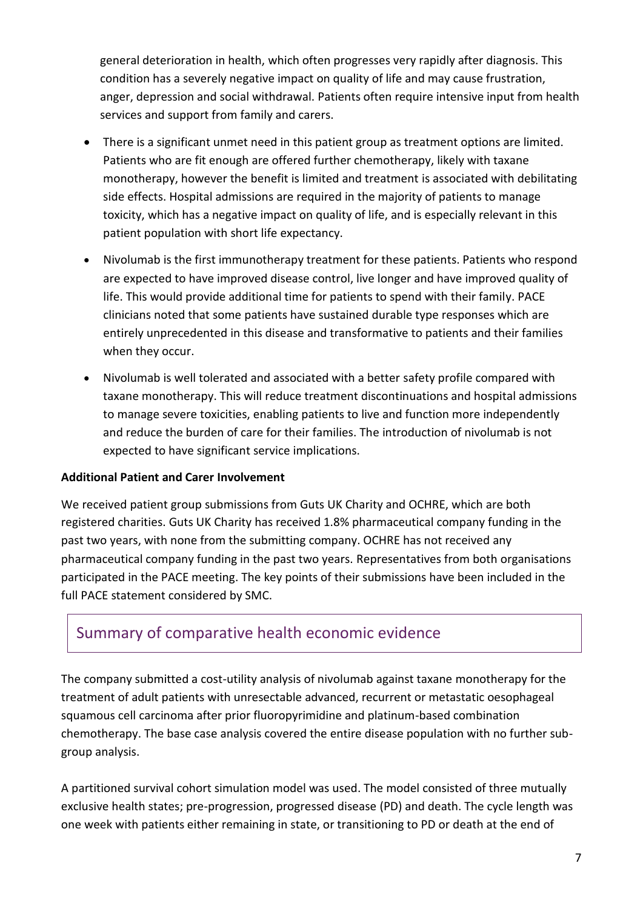general deterioration in health, which often progresses very rapidly after diagnosis. This condition has a severely negative impact on quality of life and may cause frustration, anger, depression and social withdrawal. Patients often require intensive input from health services and support from family and carers.

- There is a significant unmet need in this patient group as treatment options are limited. Patients who are fit enough are offered further chemotherapy, likely with taxane monotherapy, however the benefit is limited and treatment is associated with debilitating side effects. Hospital admissions are required in the majority of patients to manage toxicity, which has a negative impact on quality of life, and is especially relevant in this patient population with short life expectancy.
- Nivolumab is the first immunotherapy treatment for these patients. Patients who respond are expected to have improved disease control, live longer and have improved quality of life. This would provide additional time for patients to spend with their family. PACE clinicians noted that some patients have sustained durable type responses which are entirely unprecedented in this disease and transformative to patients and their families when they occur.
- Nivolumab is well tolerated and associated with a better safety profile compared with taxane monotherapy. This will reduce treatment discontinuations and hospital admissions to manage severe toxicities, enabling patients to live and function more independently and reduce the burden of care for their families. The introduction of nivolumab is not expected to have significant service implications.

**Additional Patient and Carer Involvement**

We received patient group submissions from Guts UK Charity and OCHRE, which are both registered charities. Guts UK Charity has received 1.8% pharmaceutical company funding in the past two years, with none from the submitting company. OCHRE has not received any pharmaceutical company funding in the past two years. Representatives from both organisations participated in the PACE meeting. The key points of their submissions have been included in the full PACE statement considered by SMC.

## Summary of comparative health economic evidence

The company submitted a cost-utility analysis of nivolumab against taxane monotherapy for the treatment of adult patients with unresectable advanced, recurrent or metastatic oesophageal squamous cell carcinoma after prior fluoropyrimidine and platinum-based combination chemotherapy. The base case analysis covered the entire disease population with no further sub-group analysis.

A partitioned survival cohort simulation model was used. The model consisted of three mutually exclusive health states; pre-progression, progressed disease (PD) and death. The cycle length was one week with patients either remaining in state, or transitioning to PD or death at the end of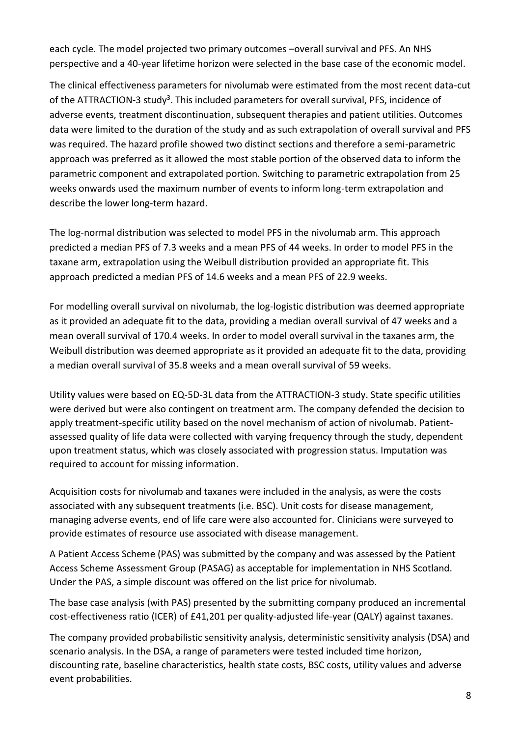each cycle. The model projected two primary outcomes –overall survival and PFS. An NHS perspective and a 40-year lifetime horizon were selected in the base case of the economic model.

The clinical effectiveness parameters for nivolumab were estimated from the most recent data-cut of the ATTRACTION-3 study[3]. This included parameters for overall survival, PFS, incidence of adverse events, treatment discontinuation, subsequent therapies and patient utilities. Outcomes data were limited to the duration of the study and as such extrapolation of overall survival and PFS was required. The hazard profile showed two distinct sections and therefore a semi-parametric approach was preferred as it allowed the most stable portion of the observed data to inform the parametric component and extrapolated portion. Switching to parametric extrapolation from 25 weeks onwards used the maximum number of events to inform long-term extrapolation and describe the lower long-term hazard.

The log-normal distribution was selected to model PFS in the nivolumab arm. This approach predicted a median PFS of 7.3 weeks and a mean PFS of 44 weeks. In order to model PFS in the taxane arm, extrapolation using the Weibull distribution provided an appropriate fit. This approach predicted a median PFS of 14.6 weeks and a mean PFS of 22.9 weeks.

For modelling overall survival on nivolumab, the log-logistic distribution was deemed appropriate as it provided an adequate fit to the data, providing a median overall survival of 47 weeks and a mean overall survival of 170.4 weeks. In order to model overall survival in the taxanes arm, the Weibull distribution was deemed appropriate as it provided an adequate fit to the data, providing a median overall survival of 35.8 weeks and a mean overall survival of 59 weeks.

Utility values were based on EQ-5D-3L data from the ATTRACTION-3 study. State specific utilities were derived but were also contingent on treatment arm. The company defended the decision to apply treatment-specific utility based on the novel mechanism of action of nivolumab. Patient-assessed quality of life data were collected with varying frequency through the study, dependent upon treatment status, which was closely associated with progression status. Imputation was required to account for missing information.

Acquisition costs for nivolumab and taxanes were included in the analysis, as were the costs associated with any subsequent treatments (i.e. BSC). Unit costs for disease management, managing adverse events, end of life care were also accounted for. Clinicians were surveyed to provide estimates of resource use associated with disease management.

A Patient Access Scheme (PAS) was submitted by the company and was assessed by the Patient Access Scheme Assessment Group (PASAG) as acceptable for implementation in NHS Scotland. Under the PAS, a simple discount was offered on the list price for nivolumab.

The base case analysis (with PAS) presented by the submitting company produced an incremental cost-effectiveness ratio (ICER) of £41,201 per quality-adjusted life-year (QALY) against taxanes.

The company provided probabilistic sensitivity analysis, deterministic sensitivity analysis (DSA) and scenario analysis. In the DSA, a range of parameters were tested included time horizon, discounting rate, baseline characteristics, health state costs, BSC costs, utility values and adverse event probabilities.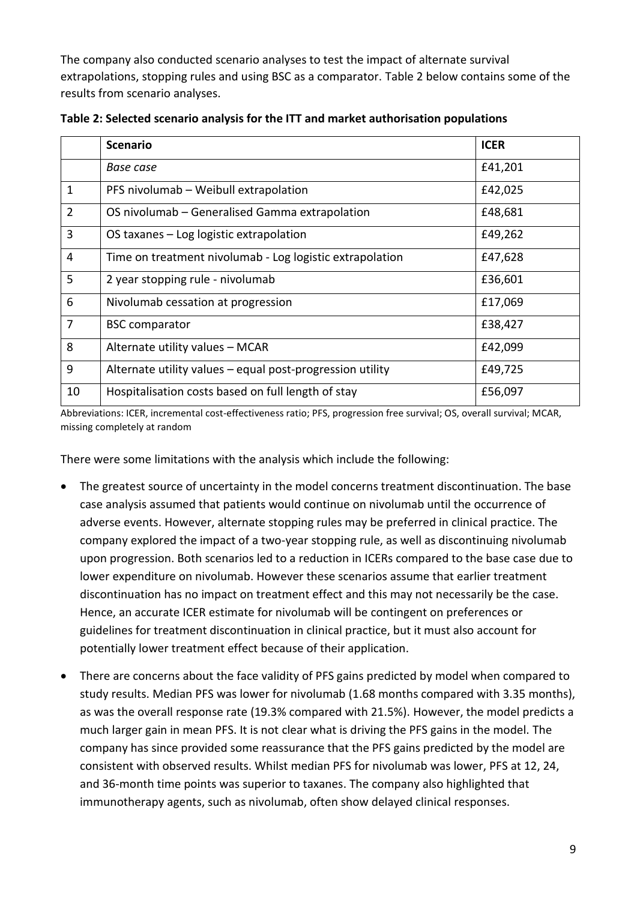The company also conducted scenario analyses to test the impact of alternate survival extrapolations, stopping rules and using BSC as a comparator. Table 2 below contains some of the results from scenario analyses.

**Table 2: Selected scenario analysis for the ITT and market authorisation populations**

| | **Scenario** | **ICER** |
|---|---|---|
| | *Base case* | £41,201 |
| 1 | PFS nivolumab – Weibull extrapolation | £42,025 |
| 2 | OS nivolumab – Generalised Gamma extrapolation | £48,681 |
| 3 | OS taxanes – Log logistic extrapolation | £49,262 |
| 4 | Time on treatment nivolumab - Log logistic extrapolation | £47,628 |
| 5 | 2 year stopping rule - nivolumab | £36,601 |
| 6 | Nivolumab cessation at progression | £17,069 |
| 7 | BSC comparator | £38,427 |
| 8 | Alternate utility values – MCAR | £42,099 |
| 9 | Alternate utility values – equal post-progression utility | £49,725 |
| 10 | Hospitalisation costs based on full length of stay | £56,097 |

Abbreviations: ICER, incremental cost-effectiveness ratio; PFS, progression free survival; OS, overall survival; MCAR, missing completely at random

There were some limitations with the analysis which include the following:

- The greatest source of uncertainty in the model concerns treatment discontinuation. The base case analysis assumed that patients would continue on nivolumab until the occurrence of adverse events. However, alternate stopping rules may be preferred in clinical practice. The company explored the impact of a two-year stopping rule, as well as discontinuing nivolumab upon progression. Both scenarios led to a reduction in ICERs compared to the base case due to lower expenditure on nivolumab. However these scenarios assume that earlier treatment discontinuation has no impact on treatment effect and this may not necessarily be the case. Hence, an accurate ICER estimate for nivolumab will be contingent on preferences or guidelines for treatment discontinuation in clinical practice, but it must also account for potentially lower treatment effect because of their application.
- There are concerns about the face validity of PFS gains predicted by model when compared to study results. Median PFS was lower for nivolumab (1.68 months compared with 3.35 months), as was the overall response rate (19.3% compared with 21.5%). However, the model predicts a much larger gain in mean PFS. It is not clear what is driving the PFS gains in the model. The company has since provided some reassurance that the PFS gains predicted by the model are consistent with observed results. Whilst median PFS for nivolumab was lower, PFS at 12, 24, and 36-month time points was superior to taxanes. The company also highlighted that immunotherapy agents, such as nivolumab, often show delayed clinical responses.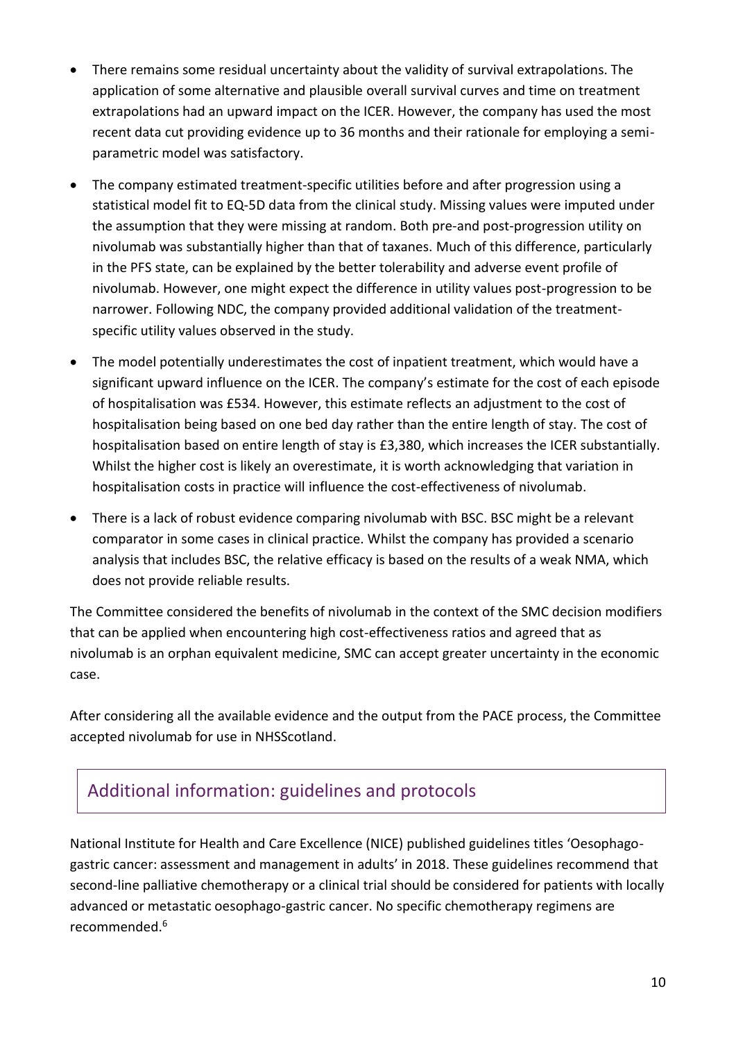- There remains some residual uncertainty about the validity of survival extrapolations. The application of some alternative and plausible overall survival curves and time on treatment extrapolations had an upward impact on the ICER. However, the company has used the most recent data cut providing evidence up to 36 months and their rationale for employing a semi-parametric model was satisfactory.
- The company estimated treatment-specific utilities before and after progression using a statistical model fit to EQ-5D data from the clinical study. Missing values were imputed under the assumption that they were missing at random. Both pre-and post-progression utility on nivolumab was substantially higher than that of taxanes. Much of this difference, particularly in the PFS state, can be explained by the better tolerability and adverse event profile of nivolumab. However, one might expect the difference in utility values post-progression to be narrower. Following NDC, the company provided additional validation of the treatment-specific utility values observed in the study.
- The model potentially underestimates the cost of inpatient treatment, which would have a significant upward influence on the ICER. The company's estimate for the cost of each episode of hospitalisation was £534. However, this estimate reflects an adjustment to the cost of hospitalisation being based on one bed day rather than the entire length of stay. The cost of hospitalisation based on entire length of stay is £3,380, which increases the ICER substantially. Whilst the higher cost is likely an overestimate, it is worth acknowledging that variation in hospitalisation costs in practice will influence the cost-effectiveness of nivolumab.
- There is a lack of robust evidence comparing nivolumab with BSC. BSC might be a relevant comparator in some cases in clinical practice. Whilst the company has provided a scenario analysis that includes BSC, the relative efficacy is based on the results of a weak NMA, which does not provide reliable results.

The Committee considered the benefits of nivolumab in the context of the SMC decision modifiers that can be applied when encountering high cost-effectiveness ratios and agreed that as nivolumab is an orphan equivalent medicine, SMC can accept greater uncertainty in the economic case.

After considering all the available evidence and the output from the PACE process, the Committee accepted nivolumab for use in NHSScotland.

## Additional information: guidelines and protocols

National Institute for Health and Care Excellence (NICE) published guidelines titles 'Oesophago-gastric cancer: assessment and management in adults' in 2018. These guidelines recommend that second-line palliative chemotherapy or a clinical trial should be considered for patients with locally advanced or metastatic oesophago-gastric cancer. No specific chemotherapy regimens are recommended.[6]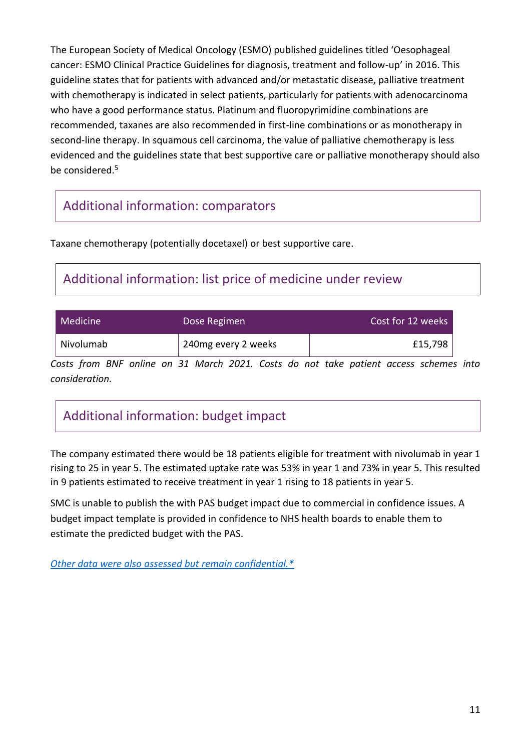The European Society of Medical Oncology (ESMO) published guidelines titled 'Oesophageal cancer: ESMO Clinical Practice Guidelines for diagnosis, treatment and follow-up' in 2016. This guideline states that for patients with advanced and/or metastatic disease, palliative treatment with chemotherapy is indicated in select patients, particularly for patients with adenocarcinoma who have a good performance status. Platinum and fluoropyrimidine combinations are recommended, taxanes are also recommended in first-line combinations or as monotherapy in second-line therapy. In squamous cell carcinoma, the value of palliative chemotherapy is less evidenced and the guidelines state that best supportive care or palliative monotherapy should also be considered.[5]

## Additional information: comparators

Taxane chemotherapy (potentially docetaxel) or best supportive care.

## Additional information: list price of medicine under review

| Medicine | Dose Regimen | Cost for 12 weeks |
|---|---|---|
| Nivolumab | 240mg every 2 weeks | £15,798 |

*Costs from BNF online on 31 March 2021. Costs do not take patient access schemes into consideration.*

## Additional information: budget impact

The company estimated there would be 18 patients eligible for treatment with nivolumab in year 1 rising to 25 in year 5. The estimated uptake rate was 53% in year 1 and 73% in year 5. This resulted in 9 patients estimated to receive treatment in year 1 rising to 18 patients in year 5.

SMC is unable to publish the with PAS budget impact due to commercial in confidence issues. A budget impact template is provided in confidence to NHS health boards to enable them to estimate the predicted budget with the PAS.

*Other data were also assessed but remain confidential.**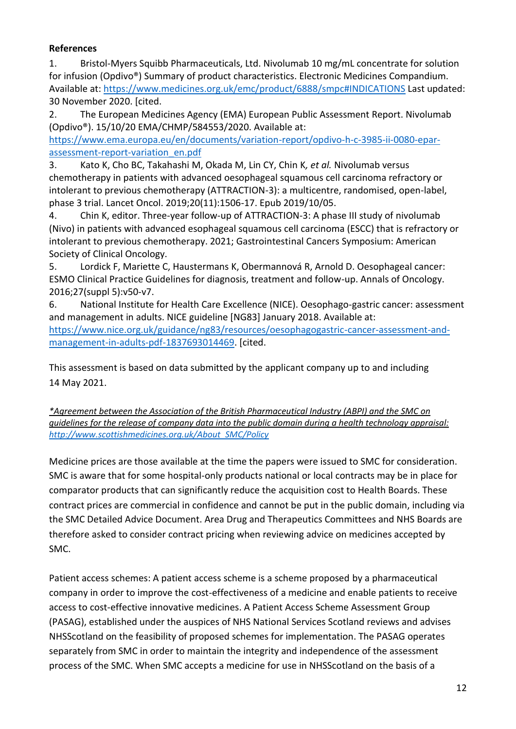**References**

1. Bristol-Myers Squibb Pharmaceuticals, Ltd. Nivolumab 10 mg/mL concentrate for solution for infusion (Opdivo®) Summary of product characteristics. Electronic Medicines Compandium. Available at: https://www.medicines.org.uk/emc/product/6888/smpc#INDICATIONS Last updated: 30 November 2020. [cited.
2. The European Medicines Agency (EMA) European Public Assessment Report. Nivolumab (Opdivo®). 15/10/20 EMA/CHMP/584553/2020. Available at: https://www.ema.europa.eu/en/documents/variation-report/opdivo-h-c-3985-ii-0080-epar-assessment-report-variation_en.pdf
3. Kato K, Cho BC, Takahashi M, Okada M, Lin CY, Chin K*, et al.* Nivolumab versus chemotherapy in patients with advanced oesophageal squamous cell carcinoma refractory or intolerant to previous chemotherapy (ATTRACTION-3): a multicentre, randomised, open-label, phase 3 trial. Lancet Oncol. 2019;20(11):1506-17. Epub 2019/10/05.
4. Chin K, editor. Three-year follow-up of ATTRACTION-3: A phase III study of nivolumab (Nivo) in patients with advanced esophageal squamous cell carcinoma (ESCC) that is refractory or intolerant to previous chemotherapy. 2021; Gastrointestinal Cancers Symposium: American Society of Clinical Oncology.
5. Lordick F, Mariette C, Haustermans K, Obermannová R, Arnold D. Oesophageal cancer: ESMO Clinical Practice Guidelines for diagnosis, treatment and follow-up. Annals of Oncology. 2016;27(suppl 5):v50-v7.
6. National Institute for Health Care Excellence (NICE). Oesophago-gastric cancer: assessment and management in adults. NICE guideline [NG83] January 2018. Available at: https://www.nice.org.uk/guidance/ng83/resources/oesophagogastric-cancer-assessment-and-management-in-adults-pdf-1837693014469. [cited.

This assessment is based on data submitted by the applicant company up to and including 14 May 2021.

*Agreement between the Association of the British Pharmaceutical Industry (ABPI) and the SMC on guidelines for the release of company data into the public domain during a health technology appraisal: http://www.scottishmedicines.org.uk/About_SMC/Policy*

Medicine prices are those available at the time the papers were issued to SMC for consideration. SMC is aware that for some hospital-only products national or local contracts may be in place for comparator products that can significantly reduce the acquisition cost to Health Boards. These contract prices are commercial in confidence and cannot be put in the public domain, including via the SMC Detailed Advice Document. Area Drug and Therapeutics Committees and NHS Boards are therefore asked to consider contract pricing when reviewing advice on medicines accepted by SMC.

Patient access schemes: A patient access scheme is a scheme proposed by a pharmaceutical company in order to improve the cost-effectiveness of a medicine and enable patients to receive access to cost-effective innovative medicines. A Patient Access Scheme Assessment Group (PASAG), established under the auspices of NHS National Services Scotland reviews and advises NHSScotland on the feasibility of proposed schemes for implementation. The PASAG operates separately from SMC in order to maintain the integrity and independence of the assessment process of the SMC. When SMC accepts a medicine for use in NHSScotland on the basis of a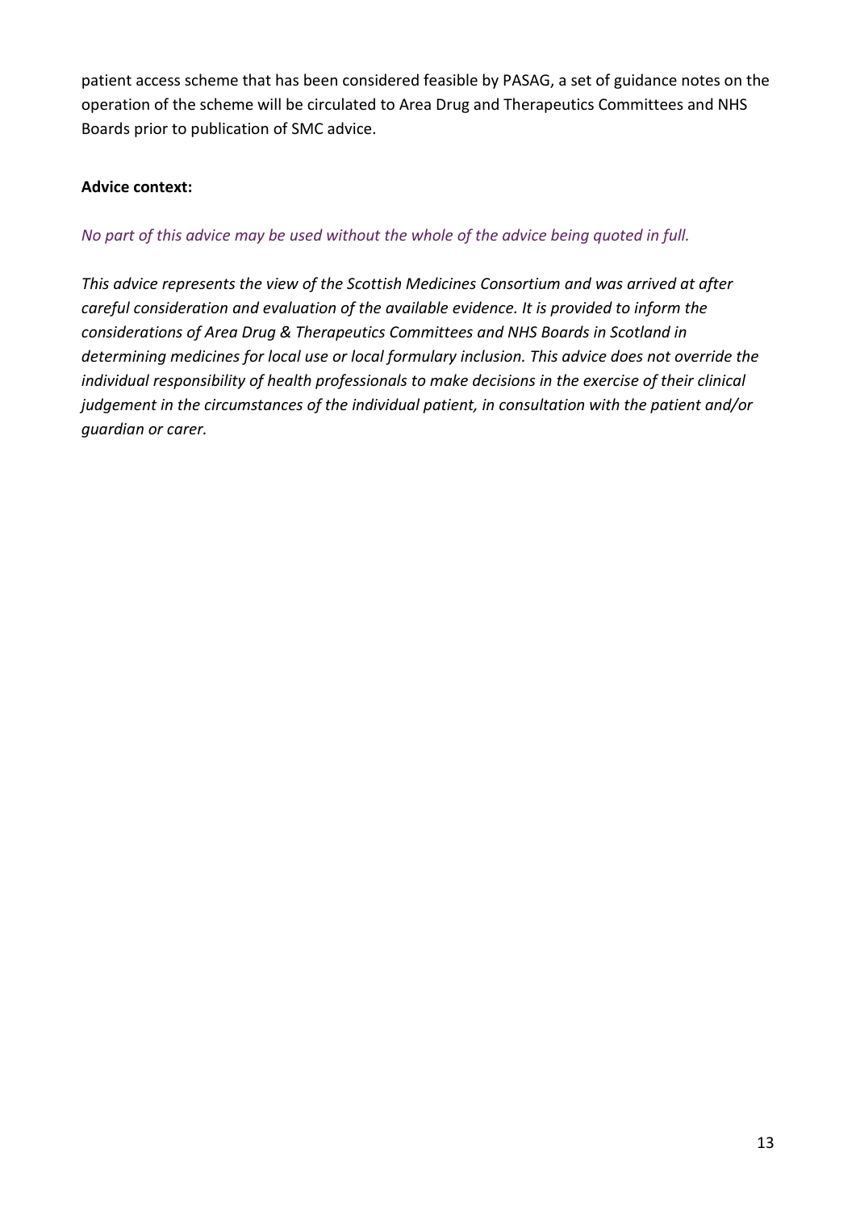patient access scheme that has been considered feasible by PASAG, a set of guidance notes on the operation of the scheme will be circulated to Area Drug and Therapeutics Committees and NHS Boards prior to publication of SMC advice.

**Advice context:**

*No part of this advice may be used without the whole of the advice being quoted in full.*

*This advice represents the view of the Scottish Medicines Consortium and was arrived at after careful consideration and evaluation of the available evidence. It is provided to inform the considerations of Area Drug & Therapeutics Committees and NHS Boards in Scotland in determining medicines for local use or local formulary inclusion. This advice does not override the individual responsibility of health professionals to make decisions in the exercise of their clinical judgement in the circumstances of the individual patient, in consultation with the patient and/or guardian or carer.*